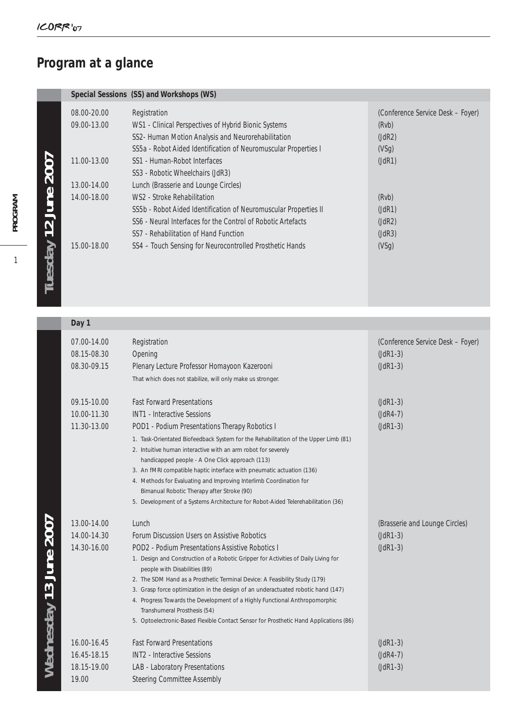# Program at a glance

## Tuesday 12 June 2007

**Special Sessions (SS) and Workshops (WS)**

| Time | Session | Room |
|---|---|---|
| 08.00-20.00 | Registration | (Conference Service Desk – Foyer) |
| 09.00-13.00 | WS1 - Clinical Perspectives of Hybrid Bionic Systems | (Rvb) |
| | SS2- Human Motion Analysis and Neurorehabilitation | (JdR2) |
| | SS5a - Robot Aided Identification of Neuromuscular Properties I | (VSg) |
| 11.00-13.00 | SS1 - Human-Robot Interfaces | (JdR1) |
| | SS3 - Robotic Wheelchairs (JdR3) | |
| 13.00-14.00 | Lunch (Brasserie and Lounge Circles) | |
| 14.00-18.00 | WS2 - Stroke Rehabilitation | (Rvb) |
| | SS5b - Robot Aided Identification of Neuromuscular Properties II | (JdR1) |
| | SS6 - Neural Interfaces for the Control of Robotic Artefacts | (JdR2) |
| | SS7 - Rehabilitation of Hand Function | (JdR3) |
| 15.00-18.00 | SS4 – Touch Sensing for Neurocontrolled Prosthetic Hands | (VSg) |

## Wednesday 13 June 2007

**Day 1**

| Time | Session | Room |
|---|---|---|
| 07.00-14.00 | Registration | (Conference Service Desk – Foyer) |
| 08.15-08.30 | Opening | (JdR1-3) |
| 08.30-09.15 | Plenary Lecture Professor Homayoon Kazerooni<br>That which does not stabilize, will only make us stronger. | (JdR1-3) |
| 09.15-10.00 | Fast Forward Presentations | (JdR1-3) |
| 10.00-11.30 | INT1 - Interactive Sessions | (JdR4-7) |
| 11.30-13.00 | POD1 - Podium Presentations Therapy Robotics I<br>1. Task-Orientated Biofeedback System for the Rehabilitation of the Upper Limb (81)<br>2. Intuitive human interactive with an arm robot for severely handicapped people - A One Click approach (113)<br>3. An fMRI compatible haptic interface with pneumatic actuation (136)<br>4. Methods for Evaluating and Improving Interlimb Coordination for Bimanual Robotic Therapy after Stroke (90)<br>5. Development of a Systems Architecture for Robot-Aided Telerehabilitation (36) | (JdR1-3) |
| 13.00-14.00 | Lunch | (Brasserie and Lounge Circles) |
| 14.00-14.30 | Forum Discussion Users on Assistive Robotics | (JdR1-3) |
| 14.30-16.00 | POD2 - Podium Presentations Assistive Robotics I<br>1. Design and Construction of a Robotic Gripper for Activities of Daily Living for people with Disabilities (89)<br>2. The SDM Hand as a Prosthetic Terminal Device: A Feasibility Study (179)<br>3. Grasp force optimization in the design of an underactuated robotic hand (147)<br>4. Progress Towards the Development of a Highly Functional Anthropomorphic Transhumeral Prosthesis (54)<br>5. Optoelectronic-Based Flexible Contact Sensor for Prosthetic Hand Applications (86) | (JdR1-3) |
| 16.00-16.45 | Fast Forward Presentations | (JdR1-3) |
| 16.45-18.15 | INT2 - Interactive Sessions | (JdR4-7) |
| 18.15-19.00 | LAB - Laboratory Presentations | (JdR1-3) |
| 19.00 | Steering Committee Assembly | |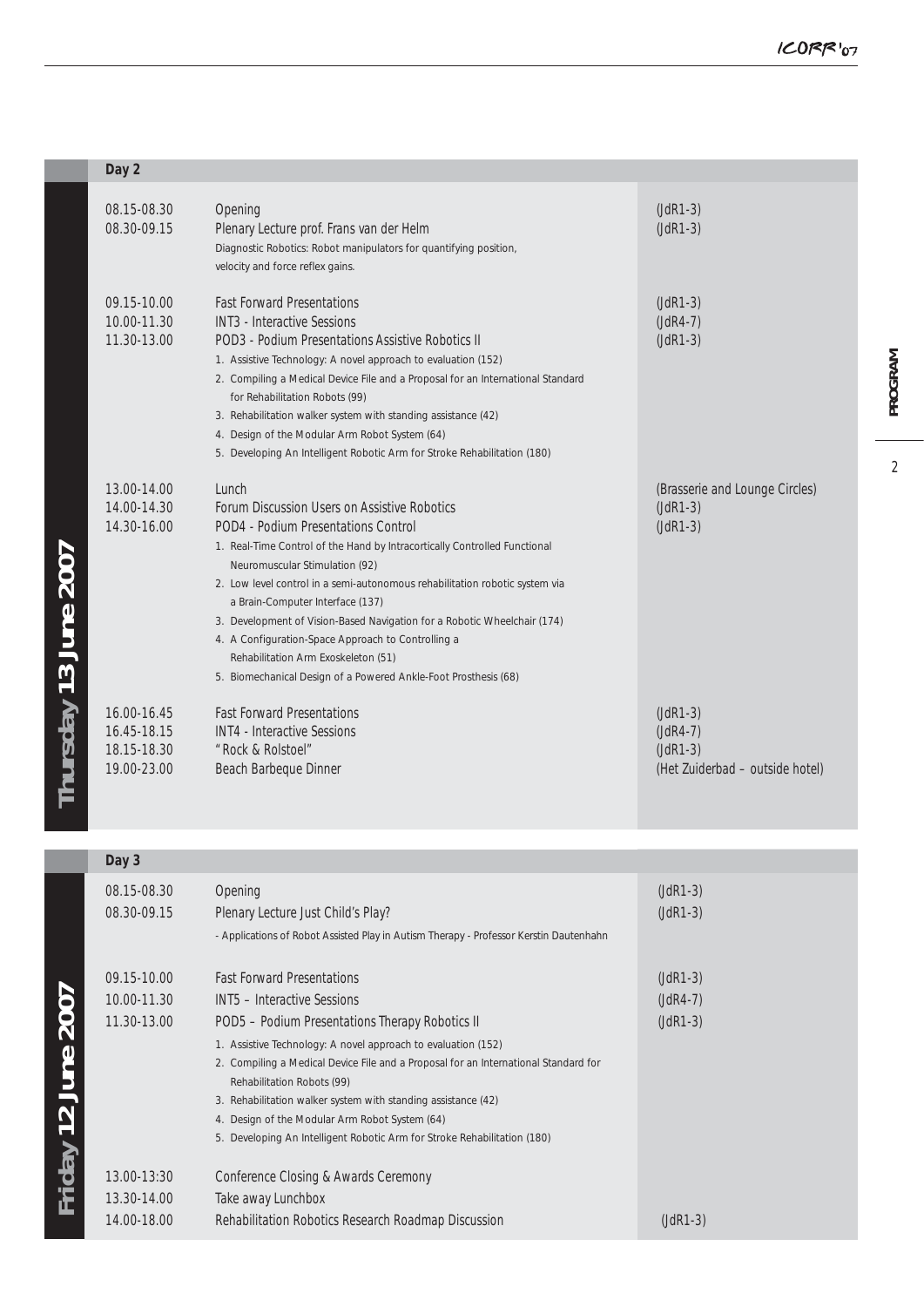## Day 2

**Thursday 13 June 2007**

| | | |
|---|---|---|
| 08.15-08.30 | Opening | (JdR1-3) |
| 08.30-09.15 | Plenary Lecture prof. Frans van der Helm<br>Diagnostic Robotics: Robot manipulators for quantifying position, velocity and force reflex gains. | (JdR1-3) |
| 09.15-10.00 | Fast Forward Presentations | (JdR1-3) |
| 10.00-11.30 | INT3 - Interactive Sessions | (JdR4-7) |
| 11.30-13.00 | POD3 - Podium Presentations Assistive Robotics II<br>1. Assistive Technology: A novel approach to evaluation (152)<br>2. Compiling a Medical Device File and a Proposal for an International Standard for Rehabilitation Robots (99)<br>3. Rehabilitation walker system with standing assistance (42)<br>4. Design of the Modular Arm Robot System (64)<br>5. Developing An Intelligent Robotic Arm for Stroke Rehabilitation (180) | (JdR1-3) |
| 13.00-14.00 | Lunch | (Brasserie and Lounge Circles) |
| 14.00-14.30 | Forum Discussion Users on Assistive Robotics | (JdR1-3) |
| 14.30-16.00 | POD4 - Podium Presentations Control<br>1. Real-Time Control of the Hand by Intracortically Controlled Functional Neuromuscular Stimulation (92)<br>2. Low level control in a semi-autonomous rehabilitation robotic system via a Brain-Computer Interface (137)<br>3. Development of Vision-Based Navigation for a Robotic Wheelchair (174)<br>4. A Configuration-Space Approach to Controlling a Rehabilitation Arm Exoskeleton (51)<br>5. Biomechanical Design of a Powered Ankle-Foot Prosthesis (68) | (JdR1-3) |
| 16.00-16.45 | Fast Forward Presentations | (JdR1-3) |
| 16.45-18.15 | INT4 - Interactive Sessions | (JdR4-7) |
| 18.15-18.30 | "Rock & Rolstoel" | (JdR1-3) |
| 19.00-23.00 | Beach Barbeque Dinner | (Het Zuiderbad – outside hotel) |

## Day 3

**Friday 12 June 2007**

| | | |
|---|---|---|
| 08.15-08.30 | Opening | (JdR1-3) |
| 08.30-09.15 | Plenary Lecture Just Child's Play?<br>- Applications of Robot Assisted Play in Autism Therapy - Professor Kerstin Dautenhahn | (JdR1-3) |
| 09.15-10.00 | Fast Forward Presentations | (JdR1-3) |
| 10.00-11.30 | INT5 – Interactive Sessions | (JdR4-7) |
| 11.30-13.00 | POD5 – Podium Presentations Therapy Robotics II<br>1. Assistive Technology: A novel approach to evaluation (152)<br>2. Compiling a Medical Device File and a Proposal for an International Standard for Rehabilitation Robots (99)<br>3. Rehabilitation walker system with standing assistance (42)<br>4. Design of the Modular Arm Robot System (64)<br>5. Developing An Intelligent Robotic Arm for Stroke Rehabilitation (180) | (JdR1-3) |
| 13.00-13:30 | Conference Closing & Awards Ceremony | |
| 13.30-14.00 | Take away Lunchbox | |
| 14.00-18.00 | Rehabilitation Robotics Research Roadmap Discussion | (JdR1-3) |